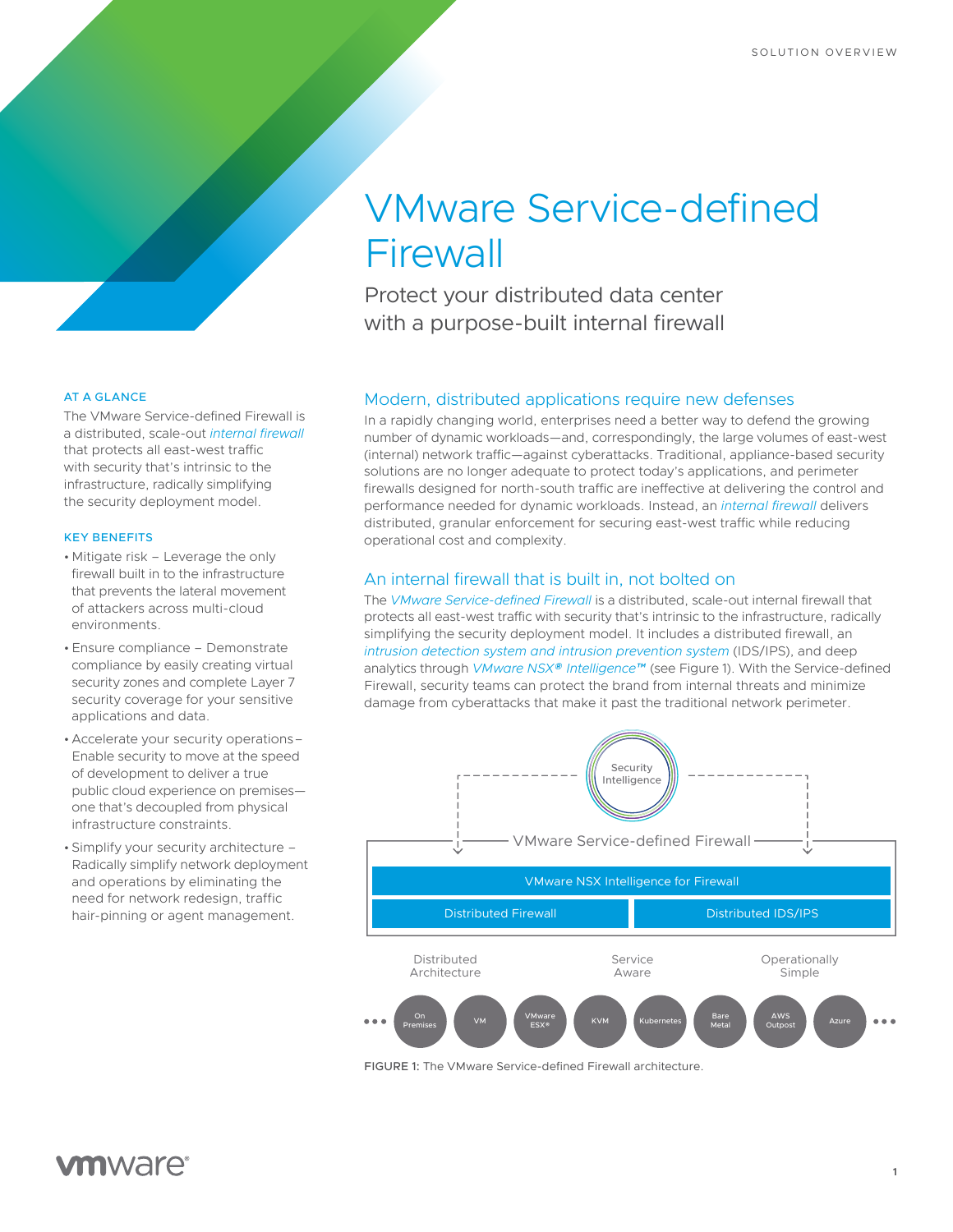SOLUTION OVERVIEW

# VMware Service-defined Firewall

Protect your distributed data center with a purpose-built internal firewall

## AT A GLANCE

The VMware Service-defined Firewall is a distributed, scale-out *internal firewall* that protects all east-west traffic with security that's intrinsic to the infrastructure, radically simplifying the security deployment model.

## KEY BENEFITS

- Mitigate risk – Leverage the only firewall built in to the infrastructure that prevents the lateral movement of attackers across multi-cloud environments.
- Ensure compliance – Demonstrate compliance by easily creating virtual security zones and complete Layer 7 security coverage for your sensitive applications and data.
- Accelerate your security operations – Enable security to move at the speed of development to deliver a true public cloud experience on premises—one that's decoupled from physical infrastructure constraints.
- Simplify your security architecture – Radically simplify network deployment and operations by eliminating the need for network redesign, traffic hair-pinning or agent management.

## Modern, distributed applications require new defenses

In a rapidly changing world, enterprises need a better way to defend the growing number of dynamic workloads—and, correspondingly, the large volumes of east-west (internal) network traffic—against cyberattacks. Traditional, appliance-based security solutions are no longer adequate to protect today's applications, and perimeter firewalls designed for north-south traffic are ineffective at delivering the control and performance needed for dynamic workloads. Instead, an *internal firewall* delivers distributed, granular enforcement for securing east-west traffic while reducing operational cost and complexity.

## An internal firewall that is built in, not bolted on

The *VMware Service-defined Firewall* is a distributed, scale-out internal firewall that protects all east-west traffic with security that's intrinsic to the infrastructure, radically simplifying the security deployment model. It includes a distributed firewall, an *intrusion detection system and intrusion prevention system* (IDS/IPS), and deep analytics through *VMware NSX® Intelligence™* (see Figure 1). With the Service-defined Firewall, security teams can protect the brand from internal threats and minimize damage from cyberattacks that make it past the traditional network perimeter.

Security Intelligence

VMware Service-defined Firewall

VMware NSX Intelligence for Firewall

Distributed Firewall | Distributed IDS/IPS

Distributed Architecture | Service Aware | Operationally Simple

On Premises | VM | VMware ESX® | KVM | Kubernetes | Bare Metal | AWS Outpost | Azure

FIGURE 1: The VMware Service-defined Firewall architecture.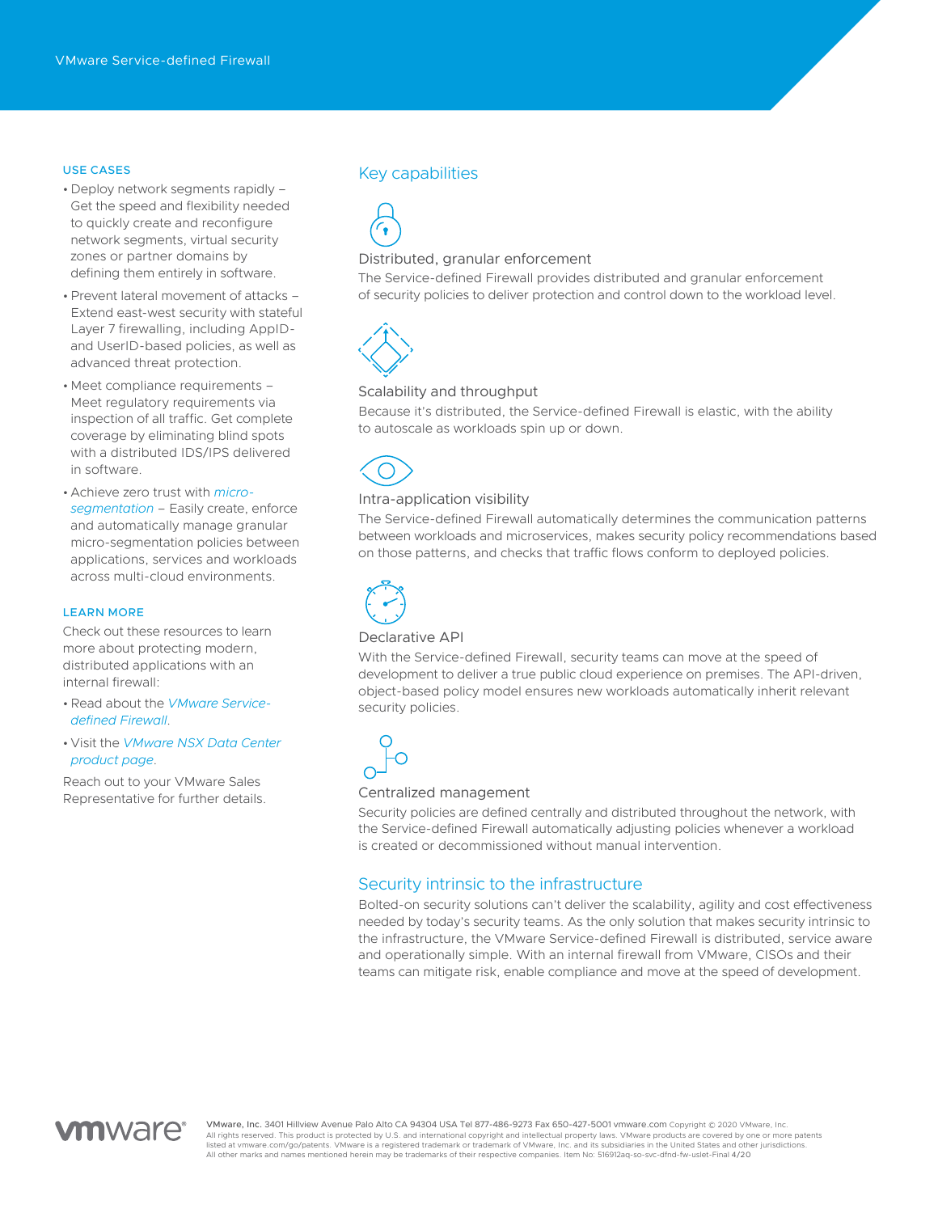### USE CASES

- Deploy network segments rapidly – Get the speed and flexibility needed to quickly create and reconfigure network segments, virtual security zones or partner domains by defining them entirely in software.
- Prevent lateral movement of attacks – Extend east-west security with stateful Layer 7 firewalling, including AppID- and UserID-based policies, as well as advanced threat protection.
- Meet compliance requirements – Meet regulatory requirements via inspection of all traffic. Get complete coverage by eliminating blind spots with a distributed IDS/IPS delivered in software.
- Achieve zero trust with *micro-segmentation* – Easily create, enforce and automatically manage granular micro-segmentation policies between applications, services and workloads across multi-cloud environments.

### LEARN MORE

Check out these resources to learn more about protecting modern, distributed applications with an internal firewall:

- Read about the *VMware Service-defined Firewall*.
- Visit the *VMware NSX Data Center product page*.

Reach out to your VMware Sales Representative for further details.

## Key capabilities

### Distributed, granular enforcement

The Service-defined Firewall provides distributed and granular enforcement of security policies to deliver protection and control down to the workload level.

### Scalability and throughput

Because it's distributed, the Service-defined Firewall is elastic, with the ability to autoscale as workloads spin up or down.

### Intra-application visibility

The Service-defined Firewall automatically determines the communication patterns between workloads and microservices, makes security policy recommendations based on those patterns, and checks that traffic flows conform to deployed policies.

### Declarative API

With the Service-defined Firewall, security teams can move at the speed of development to deliver a true public cloud experience on premises. The API-driven, object-based policy model ensures new workloads automatically inherit relevant security policies.

### Centralized management

Security policies are defined centrally and distributed throughout the network, with the Service-defined Firewall automatically adjusting policies whenever a workload is created or decommissioned without manual intervention.

## Security intrinsic to the infrastructure

Bolted-on security solutions can't deliver the scalability, agility and cost effectiveness needed by today's security teams. As the only solution that makes security intrinsic to the infrastructure, the VMware Service-defined Firewall is distributed, service aware and operationally simple. With an internal firewall from VMware, CISOs and their teams can mitigate risk, enable compliance and move at the speed of development.

VMware, Inc. 3401 Hillview Avenue Palo Alto CA 94304 USA Tel 877-486-9273 Fax 650-427-5001 vmware.com Copyright © 2020 VMware, Inc. All rights reserved. This product is protected by U.S. and international copyright and intellectual property laws. VMware products are covered by one or more patents listed at vmware.com/go/patents. VMware is a registered trademark or trademark of VMware, Inc. and its subsidiaries in the United States and other jurisdictions. All other marks and names mentioned herein may be trademarks of their respective companies. Item No: 516912aq-so-svc-dfnd-fw-uslet-Final 4/20